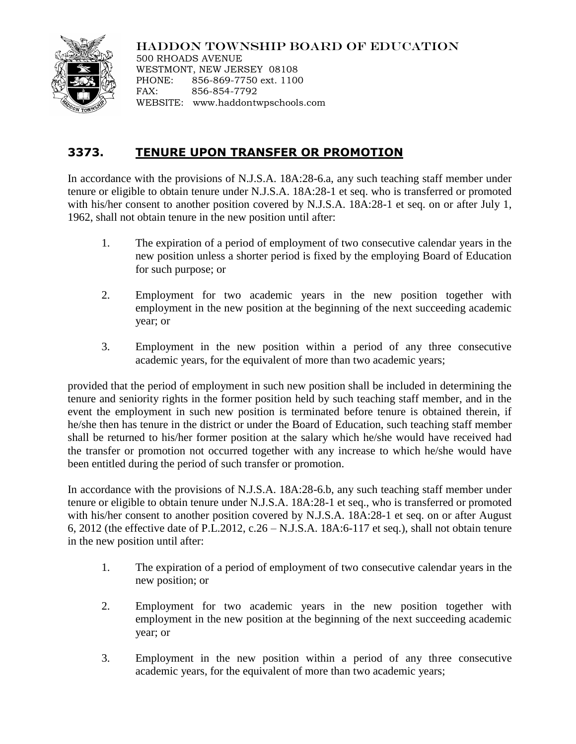HADDON TOWNSHIP BOARD OF EDUCATION
500 RHOADS AVENUE
WESTMONT, NEW JERSEY 08108
PHONE: 856-869-7750 ext. 1100
FAX: 856-854-7792
WEBSITE: www.haddontwpschools.com

## 3373. TENURE UPON TRANSFER OR PROMOTION

In accordance with the provisions of N.J.S.A. 18A:28-6.a, any such teaching staff member under tenure or eligible to obtain tenure under N.J.S.A. 18A:28-1 et seq. who is transferred or promoted with his/her consent to another position covered by N.J.S.A. 18A:28-1 et seq. on or after July 1, 1962, shall not obtain tenure in the new position until after:

1. The expiration of a period of employment of two consecutive calendar years in the new position unless a shorter period is fixed by the employing Board of Education for such purpose; or
2. Employment for two academic years in the new position together with employment in the new position at the beginning of the next succeeding academic year; or
3. Employment in the new position within a period of any three consecutive academic years, for the equivalent of more than two academic years;

provided that the period of employment in such new position shall be included in determining the tenure and seniority rights in the former position held by such teaching staff member, and in the event the employment in such new position is terminated before tenure is obtained therein, if he/she then has tenure in the district or under the Board of Education, such teaching staff member shall be returned to his/her former position at the salary which he/she would have received had the transfer or promotion not occurred together with any increase to which he/she would have been entitled during the period of such transfer or promotion.

In accordance with the provisions of N.J.S.A. 18A:28-6.b, any such teaching staff member under tenure or eligible to obtain tenure under N.J.S.A. 18A:28-1 et seq., who is transferred or promoted with his/her consent to another position covered by N.J.S.A. 18A:28-1 et seq. on or after August 6, 2012 (the effective date of P.L.2012, c.26 – N.J.S.A. 18A:6-117 et seq.), shall not obtain tenure in the new position until after:

1. The expiration of a period of employment of two consecutive calendar years in the new position; or
2. Employment for two academic years in the new position together with employment in the new position at the beginning of the next succeeding academic year; or
3. Employment in the new position within a period of any three consecutive academic years, for the equivalent of more than two academic years;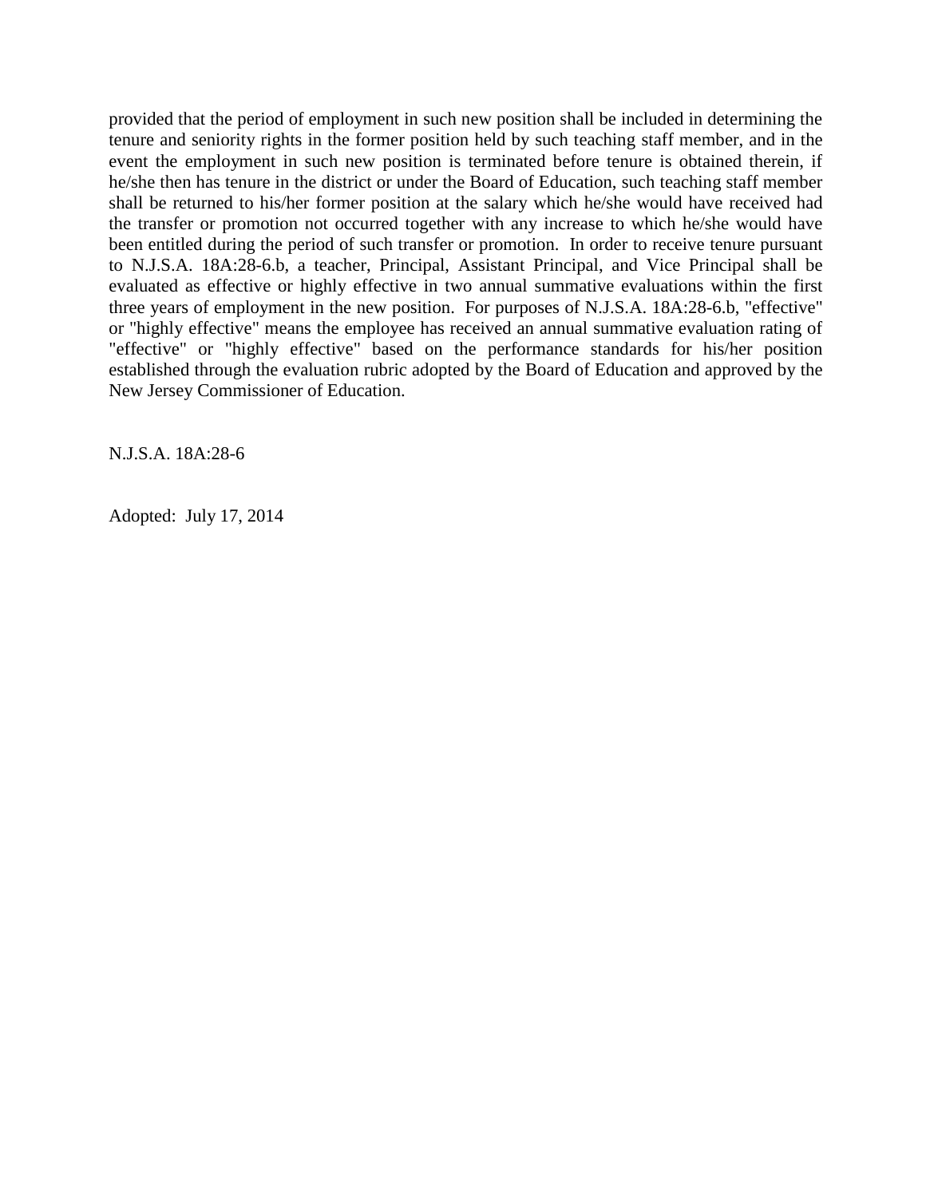provided that the period of employment in such new position shall be included in determining the tenure and seniority rights in the former position held by such teaching staff member, and in the event the employment in such new position is terminated before tenure is obtained therein, if he/she then has tenure in the district or under the Board of Education, such teaching staff member shall be returned to his/her former position at the salary which he/she would have received had the transfer or promotion not occurred together with any increase to which he/she would have been entitled during the period of such transfer or promotion. In order to receive tenure pursuant to N.J.S.A. 18A:28-6.b, a teacher, Principal, Assistant Principal, and Vice Principal shall be evaluated as effective or highly effective in two annual summative evaluations within the first three years of employment in the new position. For purposes of N.J.S.A. 18A:28-6.b, "effective" or "highly effective" means the employee has received an annual summative evaluation rating of "effective" or "highly effective" based on the performance standards for his/her position established through the evaluation rubric adopted by the Board of Education and approved by the New Jersey Commissioner of Education.

N.J.S.A. 18A:28-6

Adopted: July 17, 2014